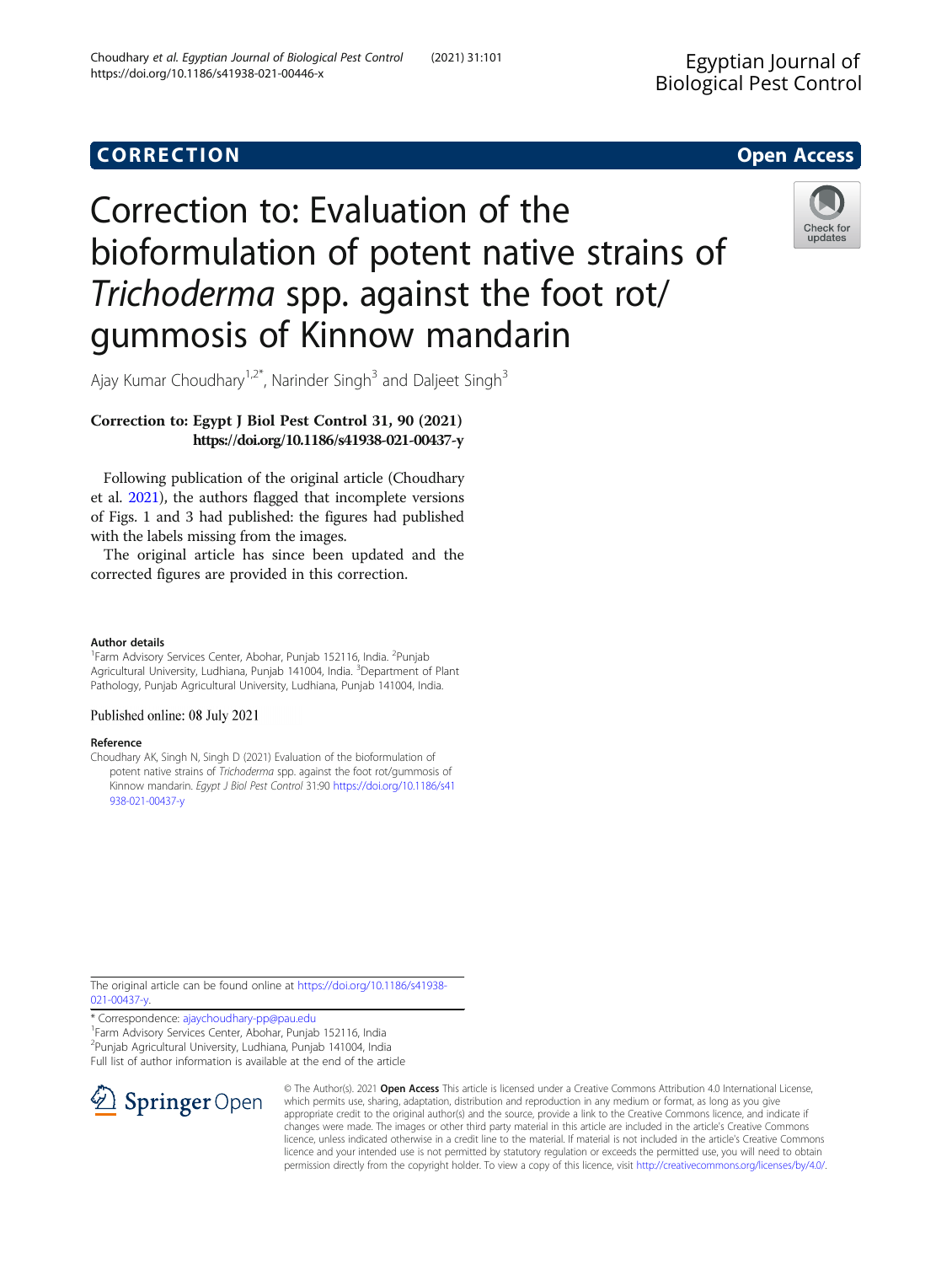**CORRECTION** **Open Access**

# Correction to: Evaluation of the bioformulation of potent native strains of *Trichoderma* spp. against the foot rot/gummosis of Kinnow mandarin

Ajay Kumar Choudhary[1,2*], Narinder Singh[3] and Daljeet Singh[3]

**Correction to: Egypt J Biol Pest Control 31, 90 (2021) https://doi.org/10.1186/s41938-021-00437-y**

Following publication of the original article (Choudhary et al. 2021), the authors flagged that incomplete versions of Figs. 1 and 3 had published: the figures had published with the labels missing from the images.

The original article has since been updated and the corrected figures are provided in this correction.

#### Author details

[1]Farm Advisory Services Center, Abohar, Punjab 152116, India. [2]Punjab Agricultural University, Ludhiana, Punjab 141004, India. [3]Department of Plant Pathology, Punjab Agricultural University, Ludhiana, Punjab 141004, India.

Published online: 08 July 2021

#### Reference

Choudhary AK, Singh N, Singh D (2021) Evaluation of the bioformulation of potent native strains of *Trichoderma* spp. against the foot rot/gummosis of Kinnow mandarin. *Egypt J Biol Pest Control* 31:90 https://doi.org/10.1186/s41938-021-00437-y

The original article can be found online at https://doi.org/10.1186/s41938-021-00437-y.

\* Correspondence: ajaychoudhary-pp@pau.edu
[1]Farm Advisory Services Center, Abohar, Punjab 152116, India
[2]Punjab Agricultural University, Ludhiana, Punjab 141004, India
Full list of author information is available at the end of the article

© The Author(s). 2021 **Open Access** This article is licensed under a Creative Commons Attribution 4.0 International License, which permits use, sharing, adaptation, distribution and reproduction in any medium or format, as long as you give appropriate credit to the original author(s) and the source, provide a link to the Creative Commons licence, and indicate if changes were made. The images or other third party material in this article are included in the article's Creative Commons licence, unless indicated otherwise in a credit line to the material. If material is not included in the article's Creative Commons licence and your intended use is not permitted by statutory regulation or exceeds the permitted use, you will need to obtain permission directly from the copyright holder. To view a copy of this licence, visit http://creativecommons.org/licenses/by/4.0/.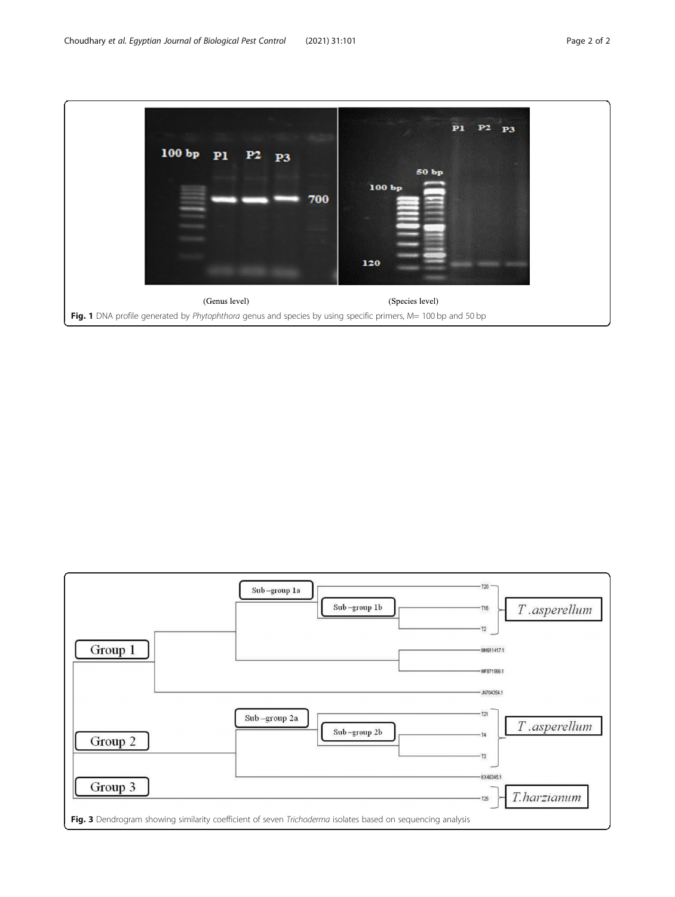100 bp P1 P2 P3 700

P1 P2 P3

50 bp

100 bp

120

(Genus level) (Species level)

**Fig. 1** DNA profile generated by *Phytophthora* genus and species by using specific primers, M= 100 bp and 50 bp

Sub-group 1a

Sub-group 1b

Group 1

T20

T16

T2

*T. asperellum*

MH911417.1

MF871566.1

JN704354.1

Sub-group 2a

Sub-group 2b

Group 2

T21

T4

T3

*T. asperellum*

KX46345.1

Group 3

T25

*T. harzianum*

**Fig. 3** Dendrogram showing similarity coefficient of seven *Trichoderma* isolates based on sequencing analysis